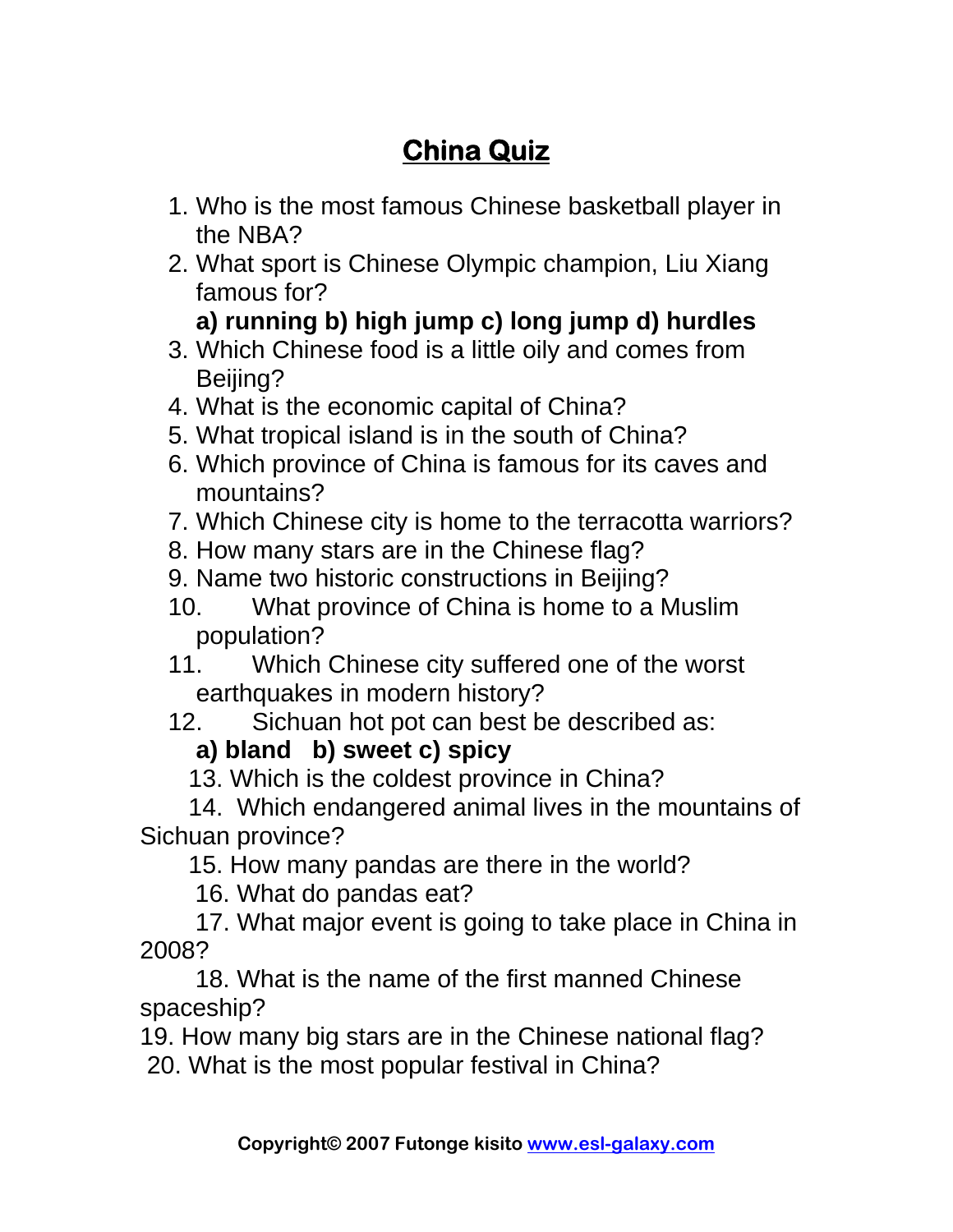# China Quiz

1. Who is the most famous Chinese basketball player in the NBA?
2. What sport is Chinese Olympic champion, Liu Xiang famous for?
   **a) running b) high jump c) long jump d) hurdles**
3. Which Chinese food is a little oily and comes from Beijing?
4. What is the economic capital of China?
5. What tropical island is in the south of China?
6. Which province of China is famous for its caves and mountains?
7. Which Chinese city is home to the terracotta warriors?
8. How many stars are in the Chinese flag?
9. Name two historic constructions in Beijing?
10. What province of China is home to a Muslim population?
11. Which Chinese city suffered one of the worst earthquakes in modern history?
12. Sichuan hot pot can best be described as:
    **a) bland b) sweet c) spicy**
13. Which is the coldest province in China?
14. Which endangered animal lives in the mountains of Sichuan province?
15. How many pandas are there in the world?
16. What do pandas eat?
17. What major event is going to take place in China in 2008?
18. What is the name of the first manned Chinese spaceship?
19. How many big stars are in the Chinese national flag?
20. What is the most popular festival in China?

**Copyright© 2007 Futonge kisito www.esl-galaxy.com**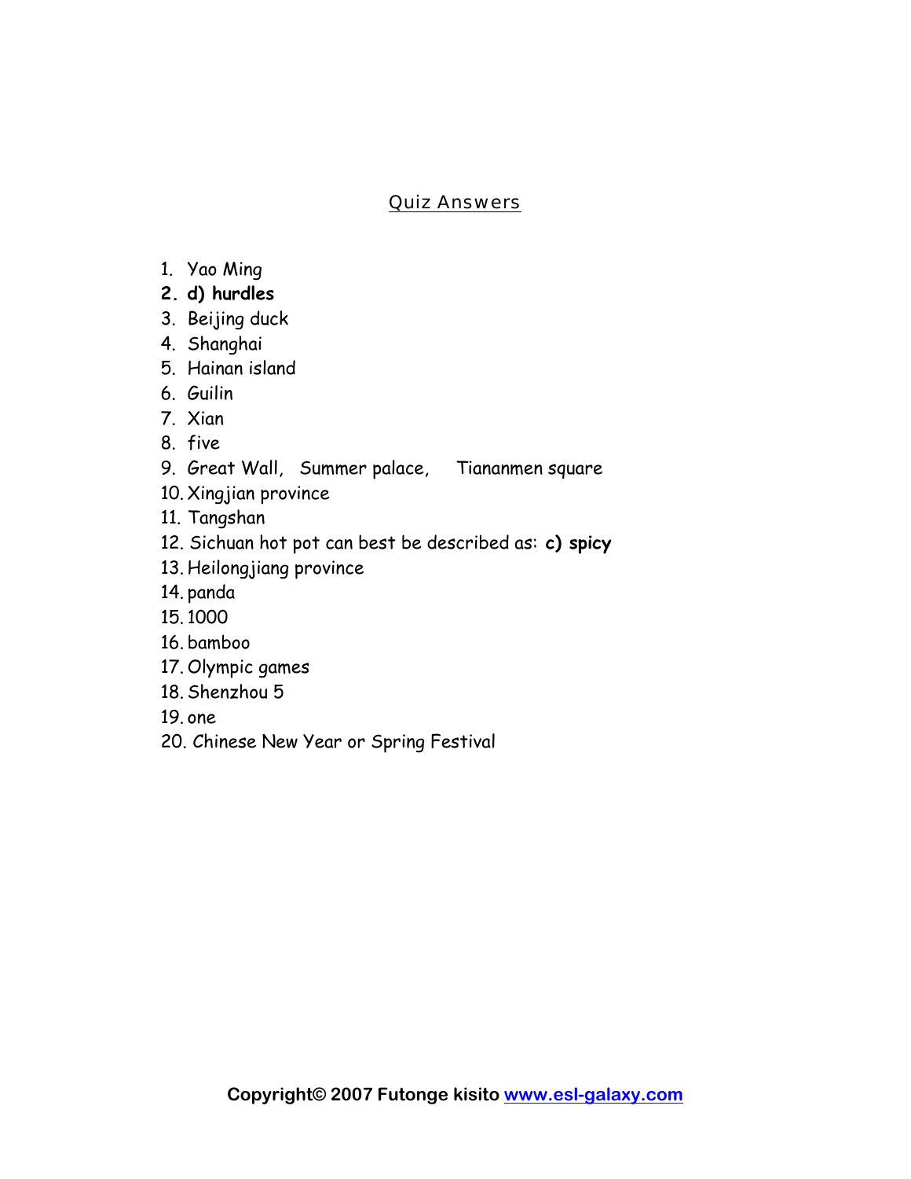## Quiz Answers

1. Yao Ming
2. **d) hurdles**
3. Beijing duck
4. Shanghai
5. Hainan island
6. Guilin
7. Xian
8. five
9. Great Wall, Summer palace, Tiananmen square
10. Xingjian province
11. Tangshan
12. Sichuan hot pot can best be described as: **c) spicy**
13. Heilongjiang province
14. panda
15. 1000
16. bamboo
17. Olympic games
18. Shenzhou 5
19. one
20. Chinese New Year or Spring Festival

**Copyright© 2007 Futonge kisito www.esl-galaxy.com**